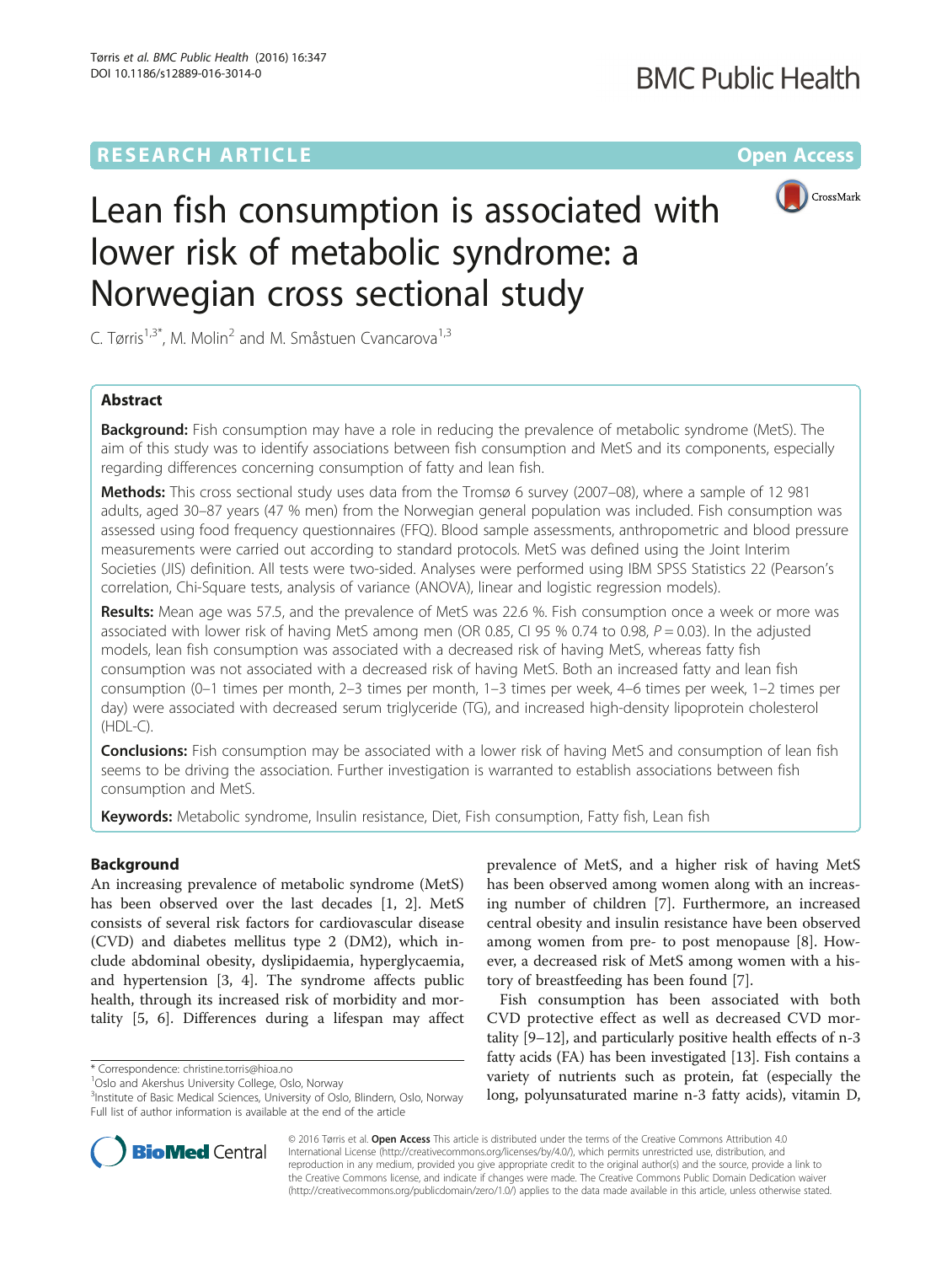RESEARCH ARTICLE

Open Access

# Lean fish consumption is associated with lower risk of metabolic syndrome: a Norwegian cross sectional study

C. Tørris[1,3*], M. Molin[2] and M. Småstuen Cvancarova[1,3]

## Abstract

**Background:** Fish consumption may have a role in reducing the prevalence of metabolic syndrome (MetS). The aim of this study was to identify associations between fish consumption and MetS and its components, especially regarding differences concerning consumption of fatty and lean fish.

**Methods:** This cross sectional study uses data from the Tromsø 6 survey (2007–08), where a sample of 12 981 adults, aged 30–87 years (47 % men) from the Norwegian general population was included. Fish consumption was assessed using food frequency questionnaires (FFQ). Blood sample assessments, anthropometric and blood pressure measurements were carried out according to standard protocols. MetS was defined using the Joint Interim Societies (JIS) definition. All tests were two-sided. Analyses were performed using IBM SPSS Statistics 22 (Pearson's correlation, Chi-Square tests, analysis of variance (ANOVA), linear and logistic regression models).

**Results:** Mean age was 57.5, and the prevalence of MetS was 22.6 %. Fish consumption once a week or more was associated with lower risk of having MetS among men (OR 0.85, CI 95 % 0.74 to 0.98, $P = 0.03$). In the adjusted models, lean fish consumption was associated with a decreased risk of having MetS, whereas fatty fish consumption was not associated with a decreased risk of having MetS. Both an increased fatty and lean fish consumption (0–1 times per month, 2–3 times per month, 1–3 times per week, 4–6 times per week, 1–2 times per day) were associated with decreased serum triglyceride (TG), and increased high-density lipoprotein cholesterol (HDL-C).

**Conclusions:** Fish consumption may be associated with a lower risk of having MetS and consumption of lean fish seems to be driving the association. Further investigation is warranted to establish associations between fish consumption and MetS.

**Keywords:** Metabolic syndrome, Insulin resistance, Diet, Fish consumption, Fatty fish, Lean fish

## Background

An increasing prevalence of metabolic syndrome (MetS) has been observed over the last decades [1, 2]. MetS consists of several risk factors for cardiovascular disease (CVD) and diabetes mellitus type 2 (DM2), which include abdominal obesity, dyslipidaemia, hyperglycaemia, and hypertension [3, 4]. The syndrome affects public health, through its increased risk of morbidity and mortality [5, 6]. Differences during a lifespan may affect prevalence of MetS, and a higher risk of having MetS has been observed among women along with an increasing number of children [7]. Furthermore, an increased central obesity and insulin resistance have been observed among women from pre- to post menopause [8]. However, a decreased risk of MetS among women with a history of breastfeeding has been found [7].

Fish consumption has been associated with both CVD protective effect as well as decreased CVD mortality [9–12], and particularly positive health effects of n-3 fatty acids (FA) has been investigated [13]. Fish contains a variety of nutrients such as protein, fat (especially the long, polyunsaturated marine n-3 fatty acids), vitamin D,

* Correspondence: christine.torris@hioa.no
[1]Oslo and Akershus University College, Oslo, Norway
[3]Institute of Basic Medical Sciences, University of Oslo, Blindern, Oslo, Norway
Full list of author information is available at the end of the article

© 2016 Tørris et al. **Open Access** This article is distributed under the terms of the Creative Commons Attribution 4.0 International License (http://creativecommons.org/licenses/by/4.0/), which permits unrestricted use, distribution, and reproduction in any medium, provided you give appropriate credit to the original author(s) and the source, provide a link to the Creative Commons license, and indicate if changes were made. The Creative Commons Public Domain Dedication waiver (http://creativecommons.org/publicdomain/zero/1.0/) applies to the data made available in this article, unless otherwise stated.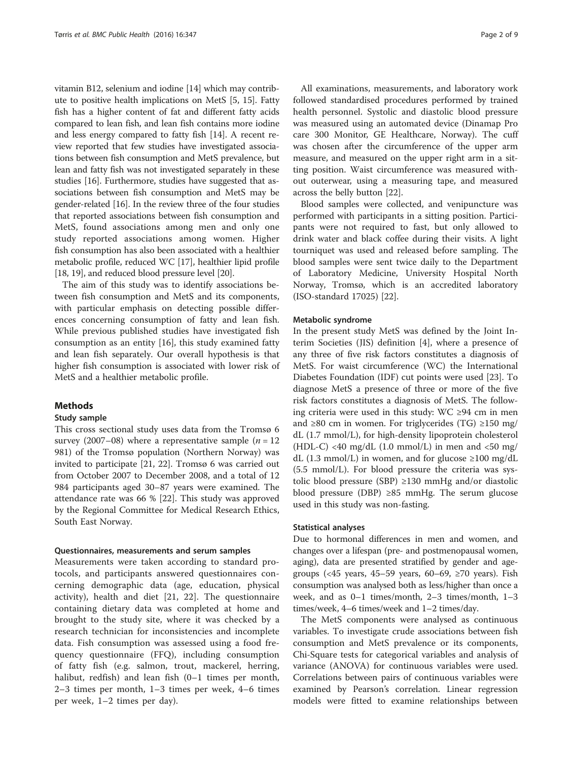vitamin B12, selenium and iodine [14] which may contribute to positive health implications on MetS [5, 15]. Fatty fish has a higher content of fat and different fatty acids compared to lean fish, and lean fish contains more iodine and less energy compared to fatty fish [14]. A recent review reported that few studies have investigated associations between fish consumption and MetS prevalence, but lean and fatty fish was not investigated separately in these studies [16]. Furthermore, studies have suggested that associations between fish consumption and MetS may be gender-related [16]. In the review three of the four studies that reported associations between fish consumption and MetS, found associations among men and only one study reported associations among women. Higher fish consumption has also been associated with a healthier metabolic profile, reduced WC [17], healthier lipid profile [18, 19], and reduced blood pressure level [20].

The aim of this study was to identify associations between fish consumption and MetS and its components, with particular emphasis on detecting possible differences concerning consumption of fatty and lean fish. While previous published studies have investigated fish consumption as an entity [16], this study examined fatty and lean fish separately. Our overall hypothesis is that higher fish consumption is associated with lower risk of MetS and a healthier metabolic profile.

## Methods

### Study sample

This cross sectional study uses data from the Tromsø 6 survey (2007–08) where a representative sample ($n$ = 12 981) of the Tromsø population (Northern Norway) was invited to participate [21, 22]. Tromsø 6 was carried out from October 2007 to December 2008, and a total of 12 984 participants aged 30–87 years were examined. The attendance rate was 66 % [22]. This study was approved by the Regional Committee for Medical Research Ethics, South East Norway.

### Questionnaires, measurements and serum samples

Measurements were taken according to standard protocols, and participants answered questionnaires concerning demographic data (age, education, physical activity), health and diet [21, 22]. The questionnaire containing dietary data was completed at home and brought to the study site, where it was checked by a research technician for inconsistencies and incomplete data. Fish consumption was assessed using a food frequency questionnaire (FFQ), including consumption of fatty fish (e.g. salmon, trout, mackerel, herring, halibut, redfish) and lean fish (0–1 times per month, 2–3 times per month, 1–3 times per week, 4–6 times per week, 1–2 times per day).

All examinations, measurements, and laboratory work followed standardised procedures performed by trained health personnel. Systolic and diastolic blood pressure was measured using an automated device (Dinamap Pro care 300 Monitor, GE Healthcare, Norway). The cuff was chosen after the circumference of the upper arm measure, and measured on the upper right arm in a sitting position. Waist circumference was measured without outerwear, using a measuring tape, and measured across the belly button [22].

Blood samples were collected, and venipuncture was performed with participants in a sitting position. Participants were not required to fast, but only allowed to drink water and black coffee during their visits. A light tourniquet was used and released before sampling. The blood samples were sent twice daily to the Department of Laboratory Medicine, University Hospital North Norway, Tromsø, which is an accredited laboratory (ISO-standard 17025) [22].

### Metabolic syndrome

In the present study MetS was defined by the Joint Interim Societies (JIS) definition [4], where a presence of any three of five risk factors constitutes a diagnosis of MetS. For waist circumference (WC) the International Diabetes Foundation (IDF) cut points were used [23]. To diagnose MetS a presence of three or more of the five risk factors constitutes a diagnosis of MetS. The following criteria were used in this study: WC ≥94 cm in men and ≥80 cm in women. For triglycerides (TG) ≥150 mg/dL (1.7 mmol/L), for high-density lipoprotein cholesterol (HDL-C) <40 mg/dL (1.0 mmol/L) in men and <50 mg/dL (1.3 mmol/L) in women, and for glucose ≥100 mg/dL (5.5 mmol/L). For blood pressure the criteria was systolic blood pressure (SBP) ≥130 mmHg and/or diastolic blood pressure (DBP) ≥85 mmHg. The serum glucose used in this study was non-fasting.

### Statistical analyses

Due to hormonal differences in men and women, and changes over a lifespan (pre- and postmenopausal women, aging), data are presented stratified by gender and age-groups (<45 years, 45–59 years, 60–69, ≥70 years). Fish consumption was analysed both as less/higher than once a week, and as 0–1 times/month, 2–3 times/month, 1–3 times/week, 4–6 times/week and 1–2 times/day.

The MetS components were analysed as continuous variables. To investigate crude associations between fish consumption and MetS prevalence or its components, Chi-Square tests for categorical variables and analysis of variance (ANOVA) for continuous variables were used. Correlations between pairs of continuous variables were examined by Pearson's correlation. Linear regression models were fitted to examine relationships between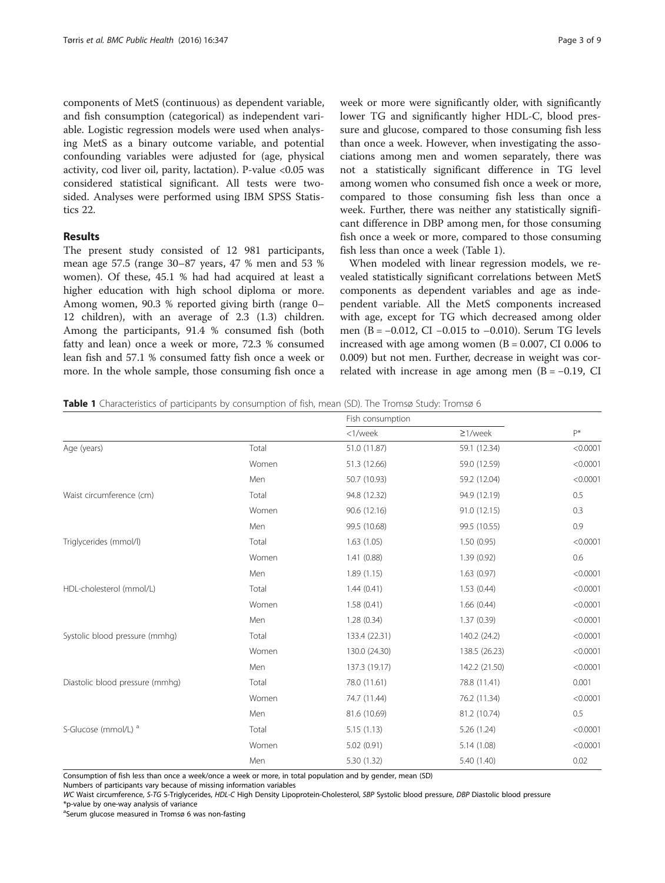components of MetS (continuous) as dependent variable, and fish consumption (categorical) as independent variable. Logistic regression models were used when analysing MetS as a binary outcome variable, and potential confounding variables were adjusted for (age, physical activity, cod liver oil, parity, lactation). P-value <0.05 was considered statistical significant. All tests were two-sided. Analyses were performed using IBM SPSS Statistics 22.

## Results

The present study consisted of 12 981 participants, mean age 57.5 (range 30–87 years, 47 % men and 53 % women). Of these, 45.1 % had had acquired at least a higher education with high school diploma or more. Among women, 90.3 % reported giving birth (range 0–12 children), with an average of 2.3 (1.3) children. Among the participants, 91.4 % consumed fish (both fatty and lean) once a week or more, 72.3 % consumed lean fish and 57.1 % consumed fatty fish once a week or more. In the whole sample, those consuming fish once a week or more were significantly older, with significantly lower TG and significantly higher HDL-C, blood pressure and glucose, compared to those consuming fish less than once a week. However, when investigating the associations among men and women separately, there was not a statistically significant difference in TG level among women who consumed fish once a week or more, compared to those consuming fish less than once a week. Further, there was neither any statistically significant difference in DBP among men, for those consuming fish once a week or more, compared to those consuming fish less than once a week (Table 1).

When modeled with linear regression models, we revealed statistically significant correlations between MetS components as dependent variables and age as independent variable. All the MetS components increased with age, except for TG which decreased among older men (B = −0.012, CI −0.015 to −0.010). Serum TG levels increased with age among women (B = 0.007, CI 0.006 to 0.009) but not men. Further, decrease in weight was correlated with increase in age among men (B = −0.19, CI

**Table 1** Characteristics of participants by consumption of fish, mean (SD). The Tromsø Study: Tromsø 6

| | | Fish consumption | | |
|---|---|---|---|---|
| | | <1/week | ≥1/week | P* |
| Age (years) | Total | 51.0 (11.87) | 59.1 (12.34) | <0.0001 |
| | Women | 51.3 (12.66) | 59.0 (12.59) | <0.0001 |
| | Men | 50.7 (10.93) | 59.2 (12.04) | <0.0001 |
| Waist circumference (cm) | Total | 94.8 (12.32) | 94.9 (12.19) | 0.5 |
| | Women | 90.6 (12.16) | 91.0 (12.15) | 0.3 |
| | Men | 99.5 (10.68) | 99.5 (10.55) | 0.9 |
| Triglycerides (mmol/l) | Total | 1.63 (1.05) | 1.50 (0.95) | <0.0001 |
| | Women | 1.41 (0.88) | 1.39 (0.92) | 0.6 |
| | Men | 1.89 (1.15) | 1.63 (0.97) | <0.0001 |
| HDL-cholesterol (mmol/L) | Total | 1.44 (0.41) | 1.53 (0.44) | <0.0001 |
| | Women | 1.58 (0.41) | 1.66 (0.44) | <0.0001 |
| | Men | 1.28 (0.34) | 1.37 (0.39) | <0.0001 |
| Systolic blood pressure (mmhg) | Total | 133.4 (22.31) | 140.2 (24.2) | <0.0001 |
| | Women | 130.0 (24.30) | 138.5 (26.23) | <0.0001 |
| | Men | 137.3 (19.17) | 142.2 (21.50) | <0.0001 |
| Diastolic blood pressure (mmhg) | Total | 78.0 (11.61) | 78.8 (11.41) | 0.001 |
| | Women | 74.7 (11.44) | 76.2 (11.34) | <0.0001 |
| | Men | 81.6 (10.69) | 81.2 (10.74) | 0.5 |
| S-Glucose (mmol/L) [a] | Total | 5.15 (1.13) | 5.26 (1.24) | <0.0001 |
| | Women | 5.02 (0.91) | 5.14 (1.08) | <0.0001 |
| | Men | 5.30 (1.32) | 5.40 (1.40) | 0.02 |

Consumption of fish less than once a week/once a week or more, in total population and by gender, mean (SD)
Numbers of participants vary because of missing information variables
*WC* Waist circumference, *S-TG* S-Triglycerides, *HDL-C* High Density Lipoprotein-Cholesterol, *SBP* Systolic blood pressure, *DBP* Diastolic blood pressure
*p-value by one-way analysis of variance
[a]Serum glucose measured in Tromsø 6 was non-fasting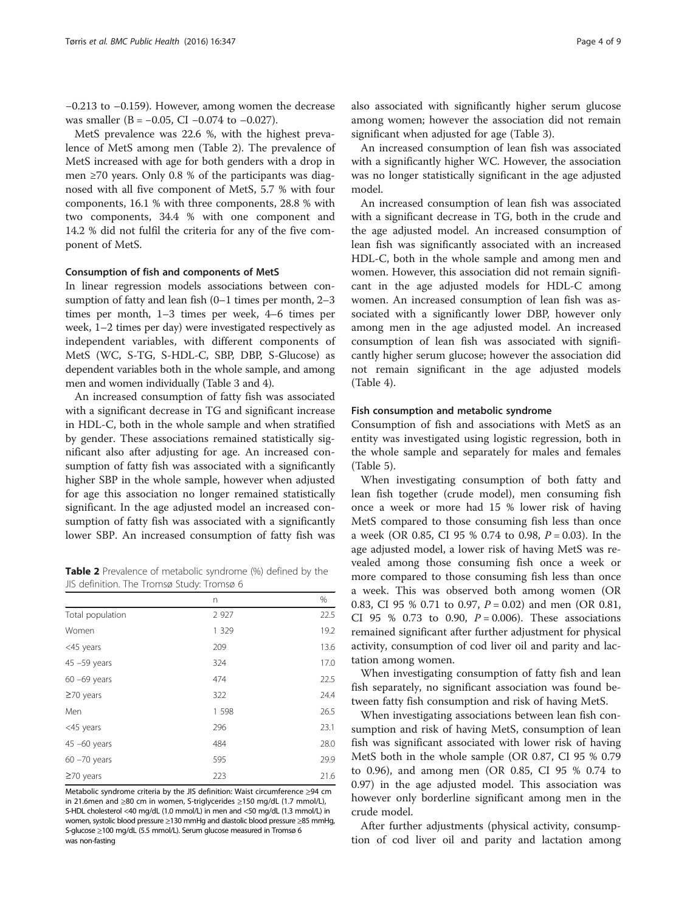−0.213 to −0.159). However, among women the decrease was smaller (B = −0.05, CI −0.074 to −0.027).

MetS prevalence was 22.6 %, with the highest prevalence of MetS among men (Table 2). The prevalence of MetS increased with age for both genders with a drop in men ≥70 years. Only 0.8 % of the participants was diagnosed with all five component of MetS, 5.7 % with four components, 16.1 % with three components, 28.8 % with two components, 34.4 % with one component and 14.2 % did not fulfil the criteria for any of the five component of MetS.

### Consumption of fish and components of MetS

In linear regression models associations between consumption of fatty and lean fish (0–1 times per month, 2–3 times per month, 1–3 times per week, 4–6 times per week, 1–2 times per day) were investigated respectively as independent variables, with different components of MetS (WC, S-TG, S-HDL-C, SBP, DBP, S-Glucose) as dependent variables both in the whole sample, and among men and women individually (Table 3 and 4).

An increased consumption of fatty fish was associated with a significant decrease in TG and significant increase in HDL-C, both in the whole sample and when stratified by gender. These associations remained statistically significant also after adjusting for age. An increased consumption of fatty fish was associated with a significantly higher SBP in the whole sample, however when adjusted for age this association no longer remained statistically significant. In the age adjusted model an increased consumption of fatty fish was associated with a significantly lower SBP. An increased consumption of fatty fish was also associated with significantly higher serum glucose among women; however the association did not remain significant when adjusted for age (Table 3).

An increased consumption of lean fish was associated with a significantly higher WC. However, the association was no longer statistically significant in the age adjusted model.

An increased consumption of lean fish was associated with a significant decrease in TG, both in the crude and the age adjusted model. An increased consumption of lean fish was significantly associated with an increased HDL-C, both in the whole sample and among men and women. However, this association did not remain significant in the age adjusted models for HDL-C among women. An increased consumption of lean fish was associated with a significantly lower DBP, however only among men in the age adjusted model. An increased consumption of lean fish was associated with significantly higher serum glucose; however the association did not remain significant in the age adjusted models (Table 4).

**Table 2** Prevalence of metabolic syndrome (%) defined by the JIS definition. The Tromsø Study: Tromsø 6

| | n | % |
|---|---|---|
| Total population | 2 927 | 22.5 |
| Women | 1 329 | 19.2 |
| <45 years | 209 | 13.6 |
| 45 –59 years | 324 | 17.0 |
| 60 –69 years | 474 | 22.5 |
| ≥70 years | 322 | 24.4 |
| Men | 1 598 | 26.5 |
| <45 years | 296 | 23.1 |
| 45 –60 years | 484 | 28.0 |
| 60 –70 years | 595 | 29.9 |
| ≥70 years | 223 | 21.6 |

Metabolic syndrome criteria by the JIS definition: Waist circumference ≥94 cm in 21.6men and ≥80 cm in women, S-triglycerides ≥150 mg/dL (1.7 mmol/L), S-HDL cholesterol <40 mg/dL (1.0 mmol/L) in men and <50 mg/dL (1.3 mmol/L) in women, systolic blood pressure ≥130 mmHg and diastolic blood pressure ≥85 mmHg, S-glucose ≥100 mg/dL (5.5 mmol/L). Serum glucose measured in Tromsø 6 was non-fasting

### Fish consumption and metabolic syndrome

Consumption of fish and associations with MetS as an entity was investigated using logistic regression, both in the whole sample and separately for males and females (Table 5).

When investigating consumption of both fatty and lean fish together (crude model), men consuming fish once a week or more had 15 % lower risk of having MetS compared to those consuming fish less than once a week (OR 0.85, CI 95 % 0.74 to 0.98, $P = 0.03$). In the age adjusted model, a lower risk of having MetS was revealed among those consuming fish once a week or more compared to those consuming fish less than once a week. This was observed both among women (OR 0.83, CI 95 % 0.71 to 0.97, $P = 0.02$) and men (OR 0.81, CI 95 % 0.73 to 0.90, $P = 0.006$). These associations remained significant after further adjustment for physical activity, consumption of cod liver oil and parity and lactation among women.

When investigating consumption of fatty fish and lean fish separately, no significant association was found between fatty fish consumption and risk of having MetS.

When investigating associations between lean fish consumption and risk of having MetS, consumption of lean fish was significant associated with lower risk of having MetS both in the whole sample (OR 0.87, CI 95 % 0.79 to 0.96), and among men (OR 0.85, CI 95 % 0.74 to 0.97) in the age adjusted model. This association was however only borderline significant among men in the crude model.

After further adjustments (physical activity, consumption of cod liver oil and parity and lactation among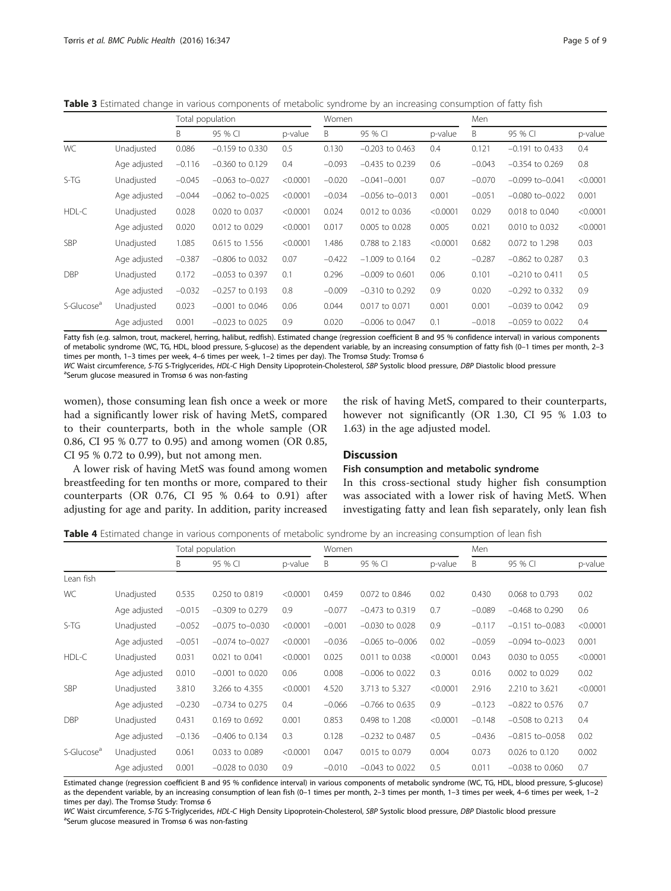**Table 3** Estimated change in various components of metabolic syndrome by an increasing consumption of fatty fish

| | | Total population | | | Women | | | Men | | |
|---|---|---|---|---|---|---|---|---|---|---|
| | | B | 95 % CI | p-value | B | 95 % CI | p-value | B | 95 % CI | p-value |
| WC | Unadjusted | 0.086 | −0.159 to 0.330 | 0.5 | 0.130 | −0.203 to 0.463 | 0.4 | 0.121 | −0.191 to 0.433 | 0.4 |
| | Age adjusted | −0.116 | −0.360 to 0.129 | 0.4 | −0.093 | −0.435 to 0.239 | 0.6 | −0.043 | −0.354 to 0.269 | 0.8 |
| S-TG | Unadjusted | −0.045 | −0.063 to−0.027 | <0.0001 | −0.020 | −0.041−0.001 | 0.07 | −0.070 | −0.099 to−0.041 | <0.0001 |
| | Age adjusted | −0.044 | −0.062 to−0.025 | <0.0001 | −0.034 | −0.056 to−0.013 | 0.001 | −0.051 | −0.080 to−0.022 | 0.001 |
| HDL-C | Unadjusted | 0.028 | 0.020 to 0.037 | <0.0001 | 0.024 | 0.012 to 0.036 | <0.0001 | 0.029 | 0.018 to 0.040 | <0.0001 |
| | Age adjusted | 0.020 | 0.012 to 0.029 | <0.0001 | 0.017 | 0.005 to 0.028 | 0.005 | 0.021 | 0.010 to 0.032 | <0.0001 |
| SBP | Unadjusted | 1.085 | 0.615 to 1.556 | <0.0001 | 1.486 | 0.788 to 2.183 | <0.0001 | 0.682 | 0.072 to 1.298 | 0.03 |
| | Age adjusted | −0.387 | −0.806 to 0.032 | 0.07 | −0.422 | −1.009 to 0.164 | 0.2 | −0.287 | −0.862 to 0.287 | 0.3 |
| DBP | Unadjusted | 0.172 | −0.053 to 0.397 | 0.1 | 0.296 | −0.009 to 0.601 | 0.06 | 0.101 | −0.210 to 0.411 | 0.5 |
| | Age adjusted | −0.032 | −0.257 to 0.193 | 0.8 | −0.009 | −0.310 to 0.292 | 0.9 | 0.020 | −0.292 to 0.332 | 0.9 |
| S-Glucose[a] | Unadjusted | 0.023 | −0.001 to 0.046 | 0.06 | 0.044 | 0.017 to 0.071 | 0.001 | 0.001 | −0.039 to 0.042 | 0.9 |
| | Age adjusted | 0.001 | −0.023 to 0.025 | 0.9 | 0.020 | −0.006 to 0.047 | 0.1 | −0.018 | −0.059 to 0.022 | 0.4 |

Fatty fish (e.g. salmon, trout, mackerel, herring, halibut, redfish). Estimated change (regression coefficient B and 95 % confidence interval) in various components of metabolic syndrome (WC, TG, HDL, blood pressure, S-glucose) as the dependent variable, by an increasing consumption of fatty fish (0–1 times per month, 2–3 times per month, 1–3 times per week, 4–6 times per week, 1–2 times per day). The Tromsø Study: Tromsø 6

*WC* Waist circumference, *S-TG* S-Triglycerides, *HDL-C* High Density Lipoprotein-Cholesterol, *SBP* Systolic blood pressure, *DBP* Diastolic blood pressure

[a]Serum glucose measured in Tromsø 6 was non-fasting

women), those consuming lean fish once a week or more had a significantly lower risk of having MetS, compared to their counterparts, both in the whole sample (OR 0.86, CI 95 % 0.77 to 0.95) and among women (OR 0.85, CI 95 % 0.72 to 0.99), but not among men.

A lower risk of having MetS was found among women breastfeeding for ten months or more, compared to their counterparts (OR 0.76, CI 95 % 0.64 to 0.91) after adjusting for age and parity. In addition, parity increased the risk of having MetS, compared to their counterparts, however not significantly (OR 1.30, CI 95 % 1.03 to 1.63) in the age adjusted model.

## Discussion

### Fish consumption and metabolic syndrome

In this cross-sectional study higher fish consumption was associated with a lower risk of having MetS. When investigating fatty and lean fish separately, only lean fish

**Table 4** Estimated change in various components of metabolic syndrome by an increasing consumption of lean fish

| | | Total population | | | Women | | | Men | | |
|---|---|---|---|---|---|---|---|---|---|---|
| | | B | 95 % CI | p-value | B | 95 % CI | p-value | B | 95 % CI | p-value |
| Lean fish | | | | | | | | | | |
| WC | Unadjusted | 0.535 | 0.250 to 0.819 | <0.0001 | 0.459 | 0.072 to 0.846 | 0.02 | 0.430 | 0.068 to 0.793 | 0.02 |
| | Age adjusted | −0.015 | −0.309 to 0.279 | 0.9 | −0.077 | −0.473 to 0.319 | 0.7 | −0.089 | −0.468 to 0.290 | 0.6 |
| S-TG | Unadjusted | −0.052 | −0.075 to−0.030 | <0.0001 | −0.001 | −0.030 to 0.028 | 0.9 | −0.117 | −0.151 to−0.083 | <0.0001 |
| | Age adjusted | −0.051 | −0.074 to−0.027 | <0.0001 | −0.036 | −0.065 to−0.006 | 0.02 | −0.059 | −0.094 to−0.023 | 0.001 |
| HDL-C | Unadjusted | 0.031 | 0.021 to 0.041 | <0.0001 | 0.025 | 0.011 to 0.038 | <0.0001 | 0.043 | 0.030 to 0.055 | <0.0001 |
| | Age adjusted | 0.010 | −0.001 to 0.020 | 0.06 | 0.008 | −0.006 to 0.022 | 0.3 | 0.016 | 0.002 to 0.029 | 0.02 |
| SBP | Unadjusted | 3.810 | 3.266 to 4.355 | <0.0001 | 4.520 | 3.713 to 5.327 | <0.0001 | 2.916 | 2.210 to 3.621 | <0.0001 |
| | Age adjusted | −0.230 | −0.734 to 0.275 | 0.4 | −0.066 | −0.766 to 0.635 | 0.9 | −0.123 | −0.822 to 0.576 | 0.7 |
| DBP | Unadjusted | 0.431 | 0.169 to 0.692 | 0.001 | 0.853 | 0.498 to 1.208 | <0.0001 | −0.148 | −0.508 to 0.213 | 0.4 |
| | Age adjusted | −0.136 | −0.406 to 0.134 | 0.3 | 0.128 | −0.232 to 0.487 | 0.5 | −0.436 | −0.815 to−0.058 | 0.02 |
| S-Glucose[a] | Unadjusted | 0.061 | 0.033 to 0.089 | <0.0001 | 0.047 | 0.015 to 0.079 | 0.004 | 0.073 | 0.026 to 0.120 | 0.002 |
| | Age adjusted | 0.001 | −0.028 to 0.030 | 0.9 | −0.010 | −0.043 to 0.022 | 0.5 | 0.011 | −0.038 to 0.060 | 0.7 |

Estimated change (regression coefficient B and 95 % confidence interval) in various components of metabolic syndrome (WC, TG, HDL, blood pressure, S-glucose) as the dependent variable, by an increasing consumption of lean fish (0–1 times per month, 2–3 times per month, 1–3 times per week, 4–6 times per week, 1–2 times per day). The Tromsø Study: Tromsø 6

*WC* Waist circumference, *S-TG* S-Triglycerides, *HDL-C* High Density Lipoprotein-Cholesterol, *SBP* Systolic blood pressure, *DBP* Diastolic blood pressure

[a]Serum glucose measured in Tromsø 6 was non-fasting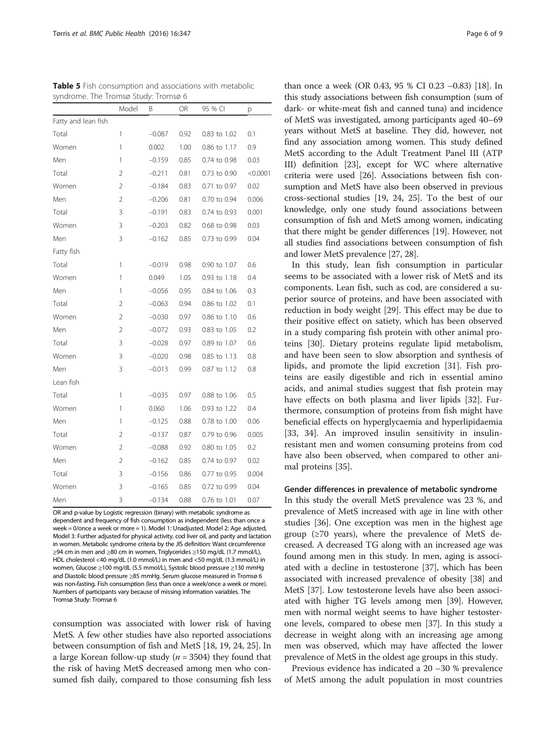**Table 5** Fish consumption and associations with metabolic syndrome. The Tromsø Study: Tromsø 6

| | Model | B | OR | 95 % CI | p |
|---|---|---|---|---|---|
| Fatty and lean fish | | | | | |
| Total | 1 | −0.087 | 0.92 | 0.83 to 1.02 | 0.1 |
| Women | 1 | 0.002 | 1.00 | 0.86 to 1.17 | 0.9 |
| Men | 1 | −0.159 | 0.85 | 0.74 to 0.98 | 0.03 |
| Total | 2 | −0.211 | 0.81 | 0.73 to 0.90 | <0.0001 |
| Women | 2 | −0.184 | 0.83 | 0.71 to 0.97 | 0.02 |
| Men | 2 | −0.206 | 0.81 | 0.70 to 0.94 | 0.006 |
| Total | 3 | −0.191 | 0.83 | 0.74 to 0.93 | 0.001 |
| Women | 3 | −0.203 | 0.82 | 0.68 to 0.98 | 0.03 |
| Men | 3 | −0.162 | 0.85 | 0.73 to 0.99 | 0.04 |
| Fatty fish | | | | | |
| Total | 1 | −0.019 | 0.98 | 0.90 to 1.07 | 0.6 |
| Women | 1 | 0.049 | 1.05 | 0.93 to 1.18 | 0.4 |
| Men | 1 | −0.056 | 0.95 | 0.84 to 1.06 | 0.3 |
| Total | 2 | −0.063 | 0.94 | 0.86 to 1.02 | 0.1 |
| Women | 2 | −0.030 | 0.97 | 0.86 to 1.10 | 0.6 |
| Men | 2 | −0.072 | 0.93 | 0.83 to 1.05 | 0.2 |
| Total | 3 | −0.028 | 0.97 | 0.89 to 1.07 | 0.6 |
| Women | 3 | −0.020 | 0.98 | 0.85 to 1.13 | 0.8 |
| Men | 3 | −0.013 | 0.99 | 0.87 to 1.12 | 0.8 |
| Lean fish | | | | | |
| Total | 1 | −0.035 | 0.97 | 0.88 to 1.06 | 0.5 |
| Women | 1 | 0.060 | 1.06 | 0.93 to 1.22 | 0.4 |
| Men | 1 | −0.125 | 0.88 | 0.78 to 1.00 | 0.06 |
| Total | 2 | −0.137 | 0.87 | 0.79 to 0.96 | 0.005 |
| Women | 2 | −0.088 | 0.92 | 0.80 to 1.05 | 0.2 |
| Men | 2 | −0.162 | 0.85 | 0.74 to 0.97 | 0.02 |
| Total | 3 | −0.156 | 0.86 | 0.77 to 0.95 | 0.004 |
| Women | 3 | −0.165 | 0.85 | 0.72 to 0.99 | 0.04 |
| Men | 3 | −0.134 | 0.88 | 0.76 to 1.01 | 0.07 |

OR and p-value by Logistic regression (binary) with metabolic syndrome as dependent and frequency of fish consumption as independent (less than once a week = 0/once a week or more = 1). Model 1: Unadjusted. Model 2: Age adjusted, Model 3: Further adjusted for physical activity, cod liver oil, and parity and lactation in women. Metabolic syndrome criteria by the JIS definition: Waist circumference ≥94 cm in men and ≥80 cm in women, Triglycerides ≥150 mg/dL (1.7 mmol/L), HDL cholesterol <40 mg/dL (1.0 mmol/L) in men and <50 mg/dL (1.3 mmol/L) in women, Glucose ≥100 mg/dL (5.5 mmol/L), Systolic blood pressure ≥130 mmHg and Diastolic blood pressure ≥85 mmHg. Serum glucose measured in Tromsø 6 was non-fasting. Fish consumption (less than once a week/once a week or more). Numbers of participants vary because of missing information variables. The Tromsø Study: Tromsø 6

consumption was associated with lower risk of having MetS. A few other studies have also reported associations between consumption of fish and MetS [18, 19, 24, 25]. In a large Korean follow-up study ($n = 3504$) they found that the risk of having MetS decreased among men who consumed fish daily, compared to those consuming fish less than once a week (OR 0.43, 95 % CI 0.23 –0.83) [18]. In this study associations between fish consumption (sum of dark- or white-meat fish and canned tuna) and incidence of MetS was investigated, among participants aged 40–69 years without MetS at baseline. They did, however, not find any association among women. This study defined MetS according to the Adult Treatment Panel III (ATP III) definition [23], except for WC where alternative criteria were used [26]. Associations between fish consumption and MetS have also been observed in previous cross-sectional studies [19, 24, 25]. To the best of our knowledge, only one study found associations between consumption of fish and MetS among women, indicating that there might be gender differences [19]. However, not all studies find associations between consumption of fish and lower MetS prevalence [27, 28].

In this study, lean fish consumption in particular seems to be associated with a lower risk of MetS and its components. Lean fish, such as cod, are considered a superior source of proteins, and have been associated with reduction in body weight [29]. This effect may be due to their positive effect on satiety, which has been observed in a study comparing fish protein with other animal proteins [30]. Dietary proteins regulate lipid metabolism, and have been seen to slow absorption and synthesis of lipids, and promote the lipid excretion [31]. Fish proteins are easily digestible and rich in essential amino acids, and animal studies suggest that fish protein may have effects on both plasma and liver lipids [32]. Furthermore, consumption of proteins from fish might have beneficial effects on hyperglycaemia and hyperlipidaemia [33, 34]. An improved insulin sensitivity in insulin-resistant men and women consuming proteins from cod have also been observed, when compared to other animal proteins [35].

#### Gender differences in prevalence of metabolic syndrome

In this study the overall MetS prevalence was 23 %, and prevalence of MetS increased with age in line with other studies [36]. One exception was men in the highest age group (≥70 years), where the prevalence of MetS decreased. A decreased TG along with an increased age was found among men in this study. In men, aging is associated with a decline in testosterone [37], which has been associated with increased prevalence of obesity [38] and MetS [37]. Low testosterone levels have also been associated with higher TG levels among men [39]. However, men with normal weight seems to have higher testosterone levels, compared to obese men [37]. In this study a decrease in weight along with an increasing age among men was observed, which may have affected the lower prevalence of MetS in the oldest age groups in this study.

Previous evidence has indicated a 20 –30 % prevalence of MetS among the adult population in most countries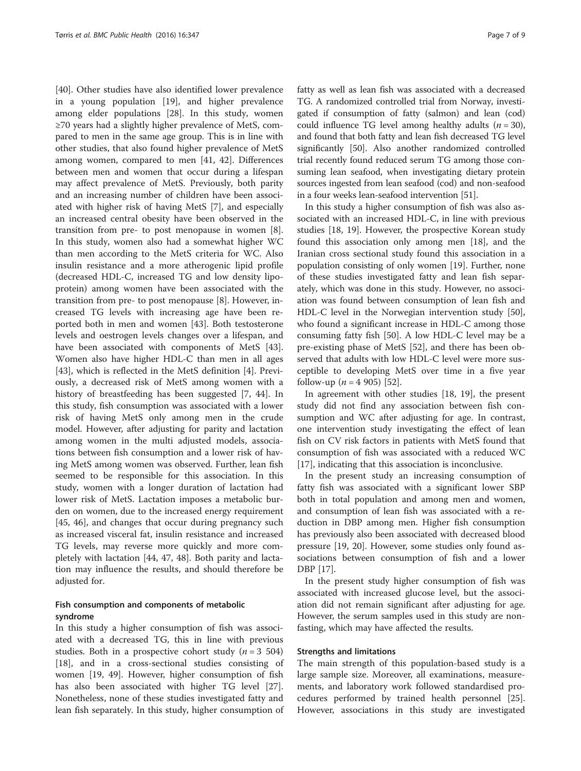[40]. Other studies have also identified lower prevalence in a young population [19], and higher prevalence among elder populations [28]. In this study, women ≥70 years had a slightly higher prevalence of MetS, compared to men in the same age group. This is in line with other studies, that also found higher prevalence of MetS among women, compared to men [41, 42]. Differences between men and women that occur during a lifespan may affect prevalence of MetS. Previously, both parity and an increasing number of children have been associated with higher risk of having MetS [7], and especially an increased central obesity have been observed in the transition from pre- to post menopause in women [8]. In this study, women also had a somewhat higher WC than men according to the MetS criteria for WC. Also insulin resistance and a more atherogenic lipid profile (decreased HDL-C, increased TG and low density lipoprotein) among women have been associated with the transition from pre- to post menopause [8]. However, increased TG levels with increasing age have been reported both in men and women [43]. Both testosterone levels and oestrogen levels changes over a lifespan, and have been associated with components of MetS [43]. Women also have higher HDL-C than men in all ages [43], which is reflected in the MetS definition [4]. Previously, a decreased risk of MetS among women with a history of breastfeeding has been suggested [7, 44]. In this study, fish consumption was associated with a lower risk of having MetS only among men in the crude model. However, after adjusting for parity and lactation among women in the multi adjusted models, associations between fish consumption and a lower risk of having MetS among women was observed. Further, lean fish seemed to be responsible for this association. In this study, women with a longer duration of lactation had lower risk of MetS. Lactation imposes a metabolic burden on women, due to the increased energy requirement [45, 46], and changes that occur during pregnancy such as increased visceral fat, insulin resistance and increased TG levels, may reverse more quickly and more completely with lactation [44, 47, 48]. Both parity and lactation may influence the results, and should therefore be adjusted for.

### Fish consumption and components of metabolic syndrome

In this study a higher consumption of fish was associated with a decreased TG, this in line with previous studies. Both in a prospective cohort study ($n = 3\ 504$) [18], and in a cross-sectional studies consisting of women [19, 49]. However, higher consumption of fish has also been associated with higher TG level [27]. Nonetheless, none of these studies investigated fatty and lean fish separately. In this study, higher consumption of fatty as well as lean fish was associated with a decreased TG. A randomized controlled trial from Norway, investigated if consumption of fatty (salmon) and lean (cod) could influence TG level among healthy adults ($n = 30$), and found that both fatty and lean fish decreased TG level significantly [50]. Also another randomized controlled trial recently found reduced serum TG among those consuming lean seafood, when investigating dietary protein sources ingested from lean seafood (cod) and non-seafood in a four weeks lean-seafood intervention [51].

In this study a higher consumption of fish was also associated with an increased HDL-C, in line with previous studies [18, 19]. However, the prospective Korean study found this association only among men [18], and the Iranian cross sectional study found this association in a population consisting of only women [19]. Further, none of these studies investigated fatty and lean fish separately, which was done in this study. However, no association was found between consumption of lean fish and HDL-C level in the Norwegian intervention study [50], who found a significant increase in HDL-C among those consuming fatty fish [50]. A low HDL-C level may be a pre-existing phase of MetS [52], and there has been observed that adults with low HDL-C level were more susceptible to developing MetS over time in a five year follow-up ($n = 4\ 905$) [52].

In agreement with other studies [18, 19], the present study did not find any association between fish consumption and WC after adjusting for age. In contrast, one intervention study investigating the effect of lean fish on CV risk factors in patients with MetS found that consumption of fish was associated with a reduced WC [17], indicating that this association is inconclusive.

In the present study an increasing consumption of fatty fish was associated with a significant lower SBP both in total population and among men and women, and consumption of lean fish was associated with a reduction in DBP among men. Higher fish consumption has previously also been associated with decreased blood pressure [19, 20]. However, some studies only found associations between consumption of fish and a lower DBP [17].

In the present study higher consumption of fish was associated with increased glucose level, but the association did not remain significant after adjusting for age. However, the serum samples used in this study are non-fasting, which may have affected the results.

### Strengths and limitations

The main strength of this population-based study is a large sample size. Moreover, all examinations, measurements, and laboratory work followed standardised procedures performed by trained health personnel [25]. However, associations in this study are investigated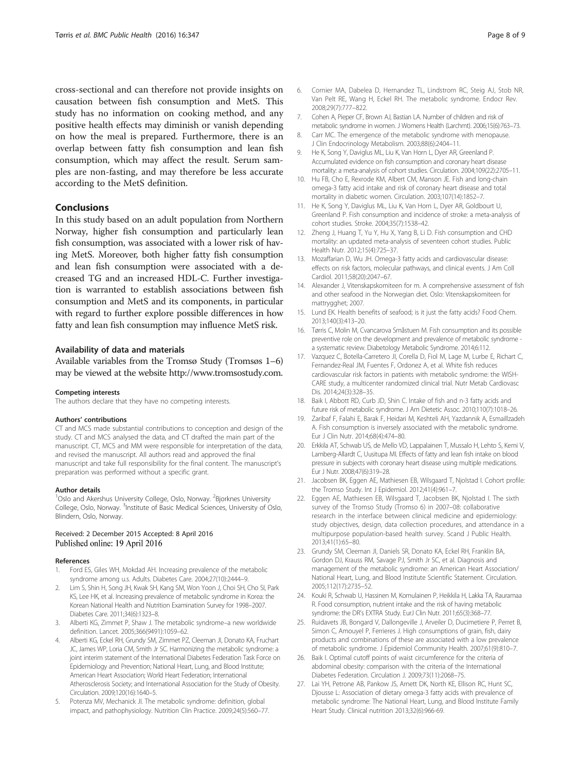cross-sectional and can therefore not provide insights on causation between fish consumption and MetS. This study has no information on cooking method, and any positive health effects may diminish or vanish depending on how the meal is prepared. Furthermore, there is an overlap between fatty fish consumption and lean fish consumption, which may affect the result. Serum samples are non-fasting, and may therefore be less accurate according to the MetS definition.

## Conclusions

In this study based on an adult population from Northern Norway, higher fish consumption and particularly lean fish consumption, was associated with a lower risk of having MetS. Moreover, both higher fatty fish consumption and lean fish consumption were associated with a decreased TG and an increased HDL-C. Further investigation is warranted to establish associations between fish consumption and MetS and its components, in particular with regard to further explore possible differences in how fatty and lean fish consumption may influence MetS risk.

### Availability of data and materials

Available variables from the Tromsø Study (Tromsøs 1–6) may be viewed at the website http://www.tromsostudy.com.

#### Competing interests

The authors declare that they have no competing interests.

#### Authors' contributions

CT and MCS made substantial contributions to conception and design of the study. CT and MCS analysed the data, and CT drafted the main part of the manuscript. CT, MCS and MM were responsible for interpretation of the data, and revised the manuscript. All authors read and approved the final manuscript and take full responsibility for the final content. The manuscript's preparation was performed without a specific grant.

#### Author details

[1]Oslo and Akershus University College, Oslo, Norway. [2]Bjorknes University College, Oslo, Norway. [3]Institute of Basic Medical Sciences, University of Oslo, Blindern, Oslo, Norway.

Received: 2 December 2015 Accepted: 8 April 2016
Published online: 19 April 2016

#### References

1. Ford ES, Giles WH, Mokdad AH. Increasing prevalence of the metabolic syndrome among u.s. Adults. Diabetes Care. 2004;27(10):2444–9.
2. Lim S, Shin H, Song JH, Kwak SH, Kang SM, Won Yoon J, Choi SH, Cho SI, Park KS, Lee HK, et al. Increasing prevalence of metabolic syndrome in Korea: the Korean National Health and Nutrition Examination Survey for 1998–2007. Diabetes Care. 2011;34(6):1323–8.
3. Alberti KG, Zimmet P, Shaw J. The metabolic syndrome–a new worldwide definition. Lancet. 2005;366(9491):1059–62.
4. Alberti KG, Eckel RH, Grundy SM, Zimmet PZ, Cleeman JI, Donato KA, Fruchart JC, James WP, Loria CM, Smith Jr SC. Harmonizing the metabolic syndrome: a joint interim statement of the International Diabetes Federation Task Force on Epidemiology and Prevention; National Heart, Lung, and Blood Institute; American Heart Association; World Heart Federation; International Atherosclerosis Society; and International Association for the Study of Obesity. Circulation. 2009;120(16):1640–5.
5. Potenza MV, Mechanick JI. The metabolic syndrome: definition, global impact, and pathophysiology. Nutrition Clin Practice. 2009;24(5):560–77.
6. Cornier MA, Dabelea D, Hernandez TL, Lindstrom RC, Steig AJ, Stob NR, Van Pelt RE, Wang H, Eckel RH. The metabolic syndrome. Endocr Rev. 2008;29(7):777–822.
7. Cohen A, Pieper CF, Brown AJ, Bastian LA. Number of children and risk of metabolic syndrome in women. J Womens Health (Larchmt). 2006;15(6):763–73.
8. Carr MC. The emergence of the metabolic syndrome with menopause. J Clin Endocrinology Metabolism. 2003;88(6):2404–11.
9. He K, Song Y, Daviglus ML, Liu K, Van Horn L, Dyer AR, Greenland P. Accumulated evidence on fish consumption and coronary heart disease mortality: a meta-analysis of cohort studies. Circulation. 2004;109(22):2705–11.
10. Hu FB, Cho E, Rexrode KM, Albert CM, Manson JE. Fish and long-chain omega-3 fatty acid intake and risk of coronary heart disease and total mortality in diabetic women. Circulation. 2003;107(14):1852–7.
11. He K, Song Y, Daviglus ML, Liu K, Van Horn L, Dyer AR, Goldbourt U, Greenland P. Fish consumption and incidence of stroke: a meta-analysis of cohort studies. Stroke. 2004;35(7):1538–42.
12. Zheng J, Huang T, Yu Y, Hu X, Yang B, Li D. Fish consumption and CHD mortality: an updated meta-analysis of seventeen cohort studies. Public Health Nutr. 2012;15(4):725–37.
13. Mozaffarian D, Wu JH. Omega-3 fatty acids and cardiovascular disease: effects on risk factors, molecular pathways, and clinical events. J Am Coll Cardiol. 2011;58(20):2047–67.
14. Alexander J, Vitenskapskomiteen for m. A comprehensive assessment of fish and other seafood in the Norwegian diet. Oslo: Vitenskapskomiteen for mattrygghet; 2007.
15. Lund EK. Health benefits of seafood; is it just the fatty acids? Food Chem. 2013;140(3):413–20.
16. Tørris C, Molin M, Cvancarova Småstuen M. Fish consumption and its possible preventive role on the development and prevalence of metabolic syndrome - a systematic review. Diabetology Metabolic Syndrome. 2014;6:112.
17. Vazquez C, Botella-Carretero JI, Corella D, Fiol M, Lage M, Lurbe E, Richart C, Fernandez-Real JM, Fuentes F, Ordonez A, et al. White fish reduces cardiovascular risk factors in patients with metabolic syndrome: the WISH-CARE study, a multicenter randomized clinical trial. Nutr Metab Cardiovasc Dis. 2014;24(3):328–35.
18. Baik I, Abbott RD, Curb JD, Shin C. Intake of fish and n-3 fatty acids and future risk of metabolic syndrome. J Am Dietetic Assoc. 2010;110(7):1018–26.
19. Zaribaf F, Falahi E, Barak F, Heidari M, Keshteli AH, Yazdannik A, Esmaillzadeh A. Fish consumption is inversely associated with the metabolic syndrome. Eur J Clin Nutr. 2014;68(4):474–80.
20. Erkkila AT, Schwab US, de Mello VD, Lappalainen T, Mussalo H, Lehto S, Kemi V, Lamberg-Allardt C, Uusitupa MI. Effects of fatty and lean fish intake on blood pressure in subjects with coronary heart disease using multiple medications. Eur J Nutr. 2008;47(6):319–28.
21. Jacobsen BK, Eggen AE, Mathiesen EB, Wilsgaard T, Njolstad I. Cohort profile: the Tromso Study. Int J Epidemiol. 2012;41(4):961–7.
22. Eggen AE, Mathiesen EB, Wilsgaard T, Jacobsen BK, Njolstad I. The sixth survey of the Tromso Study (Tromso 6) in 2007–08: collaborative research in the interface between clinical medicine and epidemiology: study objectives, design, data collection procedures, and attendance in a multipurpose population-based health survey. Scand J Public Health. 2013;41(1):65–80.
23. Grundy SM, Cleeman JI, Daniels SR, Donato KA, Eckel RH, Franklin BA, Gordon DJ, Krauss RM, Savage PJ, Smith Jr SC, et al. Diagnosis and management of the metabolic syndrome: an American Heart Association/ National Heart, Lung, and Blood Institute Scientific Statement. Circulation. 2005;112(17):2735–52.
24. Kouki R, Schwab U, Hassinen M, Komulainen P, Heikkila H, Lakka TA, Rauramaa R. Food consumption, nutrient intake and the risk of having metabolic syndrome: the DR's EXTRA Study. EurJ Clin Nutr. 2011;65(3):368–77.
25. Ruidavets JB, Bongard V, Dallongeville J, Arveiler D, Ducimetiere P, Perret B, Simon C, Amouyel P, Ferrieres J. High consumptions of grain, fish, dairy products and combinations of these are associated with a low prevalence of metabolic syndrome. J Epidemiol Community Health. 2007;61(9):810–7.
26. Baik I. Optimal cutoff points of waist circumference for the criteria of abdominal obesity: comparison with the criteria of the International Diabetes Federation. Circulation J. 2009;73(11):2068–75.
27. Lai YH, Petrone AB, Pankow JS, Arnett DK, North KE, Ellison RC, Hunt SC, Djousse L: Association of dietary omega-3 fatty acids with prevalence of metabolic syndrome: The National Heart, Lung, and Blood Institute Family Heart Study. Clinical nutrition 2013;32(6):966-69.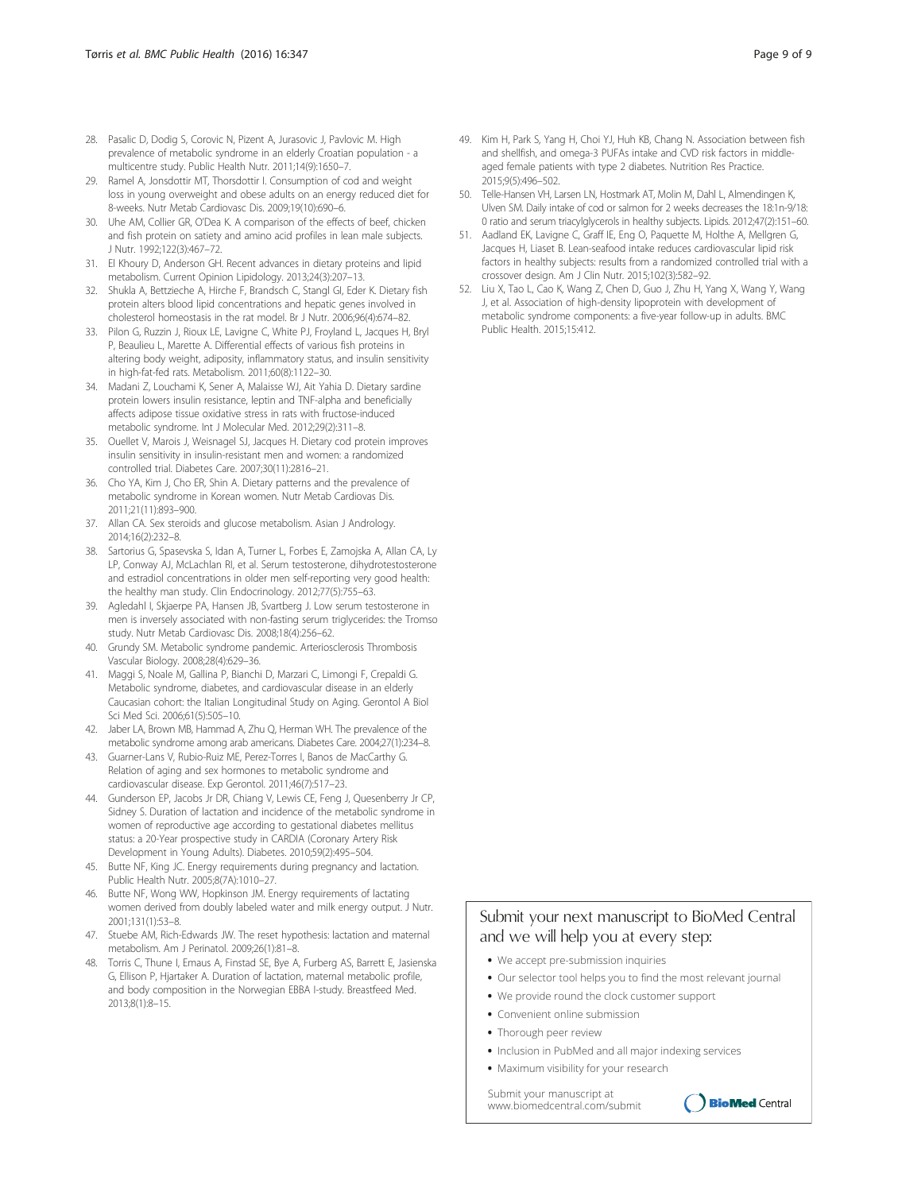28. Pasalic D, Dodig S, Corovic N, Pizent A, Jurasovic J, Pavlovic M. High prevalence of metabolic syndrome in an elderly Croatian population - a multicentre study. Public Health Nutr. 2011;14(9):1650–7.
29. Ramel A, Jonsdottir MT, Thorsdottir I. Consumption of cod and weight loss in young overweight and obese adults on an energy reduced diet for 8-weeks. Nutr Metab Cardiovasc Dis. 2009;19(10):690–6.
30. Uhe AM, Collier GR, O'Dea K. A comparison of the effects of beef, chicken and fish protein on satiety and amino acid profiles in lean male subjects. J Nutr. 1992;122(3):467–72.
31. El Khoury D, Anderson GH. Recent advances in dietary proteins and lipid metabolism. Current Opinion Lipidology. 2013;24(3):207–13.
32. Shukla A, Bettzieche A, Hirche F, Brandsch C, Stangl GI, Eder K. Dietary fish protein alters blood lipid concentrations and hepatic genes involved in cholesterol homeostasis in the rat model. Br J Nutr. 2006;96(4):674–82.
33. Pilon G, Ruzzin J, Rioux LE, Lavigne C, White PJ, Froyland L, Jacques H, Bryl P, Beaulieu L, Marette A. Differential effects of various fish proteins in altering body weight, adiposity, inflammatory status, and insulin sensitivity in high-fat-fed rats. Metabolism. 2011;60(8):1122–30.
34. Madani Z, Louchami K, Sener A, Malaisse WJ, Ait Yahia D. Dietary sardine protein lowers insulin resistance, leptin and TNF-alpha and beneficially affects adipose tissue oxidative stress in rats with fructose-induced metabolic syndrome. Int J Molecular Med. 2012;29(2):311–8.
35. Ouellet V, Marois J, Weisnagel SJ, Jacques H. Dietary cod protein improves insulin sensitivity in insulin-resistant men and women: a randomized controlled trial. Diabetes Care. 2007;30(11):2816–21.
36. Cho YA, Kim J, Cho ER, Shin A. Dietary patterns and the prevalence of metabolic syndrome in Korean women. Nutr Metab Cardiovas Dis. 2011;21(11):893–900.
37. Allan CA. Sex steroids and glucose metabolism. Asian J Andrology. 2014;16(2):232–8.
38. Sartorius G, Spasevska S, Idan A, Turner L, Forbes E, Zamojska A, Allan CA, Ly LP, Conway AJ, McLachlan RI, et al. Serum testosterone, dihydrotestosterone and estradiol concentrations in older men self-reporting very good health: the healthy man study. Clin Endocrinology. 2012;77(5):755–63.
39. Agledahl I, Skjaerpe PA, Hansen JB, Svartberg J. Low serum testosterone in men is inversely associated with non-fasting serum triglycerides: the Tromso study. Nutr Metab Cardiovasc Dis. 2008;18(4):256–62.
40. Grundy SM. Metabolic syndrome pandemic. Arteriosclerosis Thrombosis Vascular Biology. 2008;28(4):629–36.
41. Maggi S, Noale M, Gallina P, Bianchi D, Marzari C, Limongi F, Crepaldi G. Metabolic syndrome, diabetes, and cardiovascular disease in an elderly Caucasian cohort: the Italian Longitudinal Study on Aging. Gerontol A Biol Sci Med Sci. 2006;61(5):505–10.
42. Jaber LA, Brown MB, Hammad A, Zhu Q, Herman WH. The prevalence of the metabolic syndrome among arab americans. Diabetes Care. 2004;27(1):234–8.
43. Guarner-Lans V, Rubio-Ruiz ME, Perez-Torres I, Banos de MacCarthy G. Relation of aging and sex hormones to metabolic syndrome and cardiovascular disease. Exp Gerontol. 2011;46(7):517–23.
44. Gunderson EP, Jacobs Jr DR, Chiang V, Lewis CE, Feng J, Quesenberry Jr CP, Sidney S. Duration of lactation and incidence of the metabolic syndrome in women of reproductive age according to gestational diabetes mellitus status: a 20-Year prospective study in CARDIA (Coronary Artery Risk Development in Young Adults). Diabetes. 2010;59(2):495–504.
45. Butte NF, King JC. Energy requirements during pregnancy and lactation. Public Health Nutr. 2005;8(7A):1010–27.
46. Butte NF, Wong WW, Hopkinson JM. Energy requirements of lactating women derived from doubly labeled water and milk energy output. J Nutr. 2001;131(1):53–8.
47. Stuebe AM, Rich-Edwards JW. The reset hypothesis: lactation and maternal metabolism. Am J Perinatol. 2009;26(1):81–8.
48. Torris C, Thune I, Emaus A, Finstad SE, Bye A, Furberg AS, Barrett E, Jasienska G, Ellison P, Hjartaker A. Duration of lactation, maternal metabolic profile, and body composition in the Norwegian EBBA I-study. Breastfeed Med. 2013;8(1):8–15.
49. Kim H, Park S, Yang H, Choi YJ, Huh KB, Chang N. Association between fish and shellfish, and omega-3 PUFAs intake and CVD risk factors in middle-aged female patients with type 2 diabetes. Nutrition Res Practice. 2015;9(5):496–502.
50. Telle-Hansen VH, Larsen LN, Hostmark AT, Molin M, Dahl L, Almendingen K, Ulven SM. Daily intake of cod or salmon for 2 weeks decreases the 18:1n-9/18:0 ratio and serum triacylglycerols in healthy subjects. Lipids. 2012;47(2):151–60.
51. Aadland EK, Lavigne C, Graff IE, Eng O, Paquette M, Holthe A, Mellgren G, Jacques H, Liaset B. Lean-seafood intake reduces cardiovascular lipid risk factors in healthy subjects: results from a randomized controlled trial with a crossover design. Am J Clin Nutr. 2015;102(3):582–92.
52. Liu X, Tao L, Cao K, Wang Z, Chen D, Guo J, Zhu H, Yang X, Wang Y, Wang J, et al. Association of high-density lipoprotein with development of metabolic syndrome components: a five-year follow-up in adults. BMC Public Health. 2015;15:412.

Submit your next manuscript to BioMed Central and we will help you at every step:

- We accept pre-submission inquiries
- Our selector tool helps you to find the most relevant journal
- We provide round the clock customer support
- Convenient online submission
- Thorough peer review
- Inclusion in PubMed and all major indexing services
- Maximum visibility for your research

Submit your manuscript at www.biomedcentral.com/submit

BioMed Central